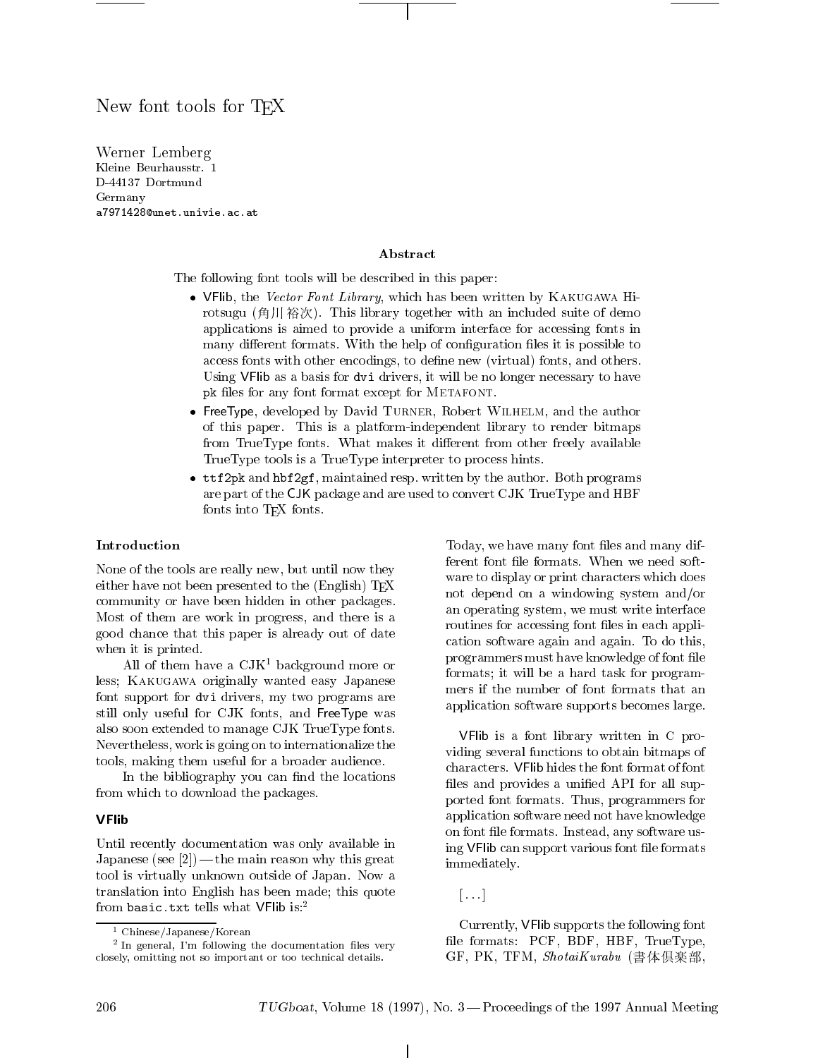# New font tools for TEX

Werner Lemberg
Kleine Beurhausstr. 1
D-44137 Dortmund
Germany
a7971428@unet.univie.ac.at

### Abstract

The following font tools will be described in this paper:

- VFlib, the *Vector Font Library*, which has been written by Kakugawa Hirotsugu (角川裕次). This library together with an included suite of demo applications is aimed to provide a uniform interface for accessing fonts in many different formats. With the help of configuration files it is possible to access fonts with other encodings, to define new (virtual) fonts, and others. Using VFlib as a basis for `dvi` drivers, it will be no longer necessary to have `pk` files for any font format except for Metafont.
- FreeType, developed by David Turner, Robert Wilhelm, and the author of this paper. This is a platform-independent library to render bitmaps from TrueType fonts. What makes it different from other freely available TrueType tools is a TrueType interpreter to process hints.
- `ttf2pk` and `hbf2gf`, maintained resp. written by the author. Both programs are part of the CJK package and are used to convert CJK TrueType and HBF fonts into TEX fonts.

### Introduction

None of the tools are really new, but until now they either have not been presented to the (English) TEX community or have been hidden in other packages. Most of them are work in progress, and there is a good chance that this paper is already out of date when it is printed.

All of them have a CJK[1] background more or less; Kakugawa originally wanted easy Japanese font support for `dvi` drivers, my two programs are still only useful for CJK fonts, and FreeType was also soon extended to manage CJK TrueType fonts. Nevertheless, work is going on to internationalize the tools, making them useful for a broader audience.

In the bibliography you can find the locations from which to download the packages.

### VFlib

Until recently documentation was only available in Japanese (see [2]) — the main reason why this great tool is virtually unknown outside of Japan. Now a translation into English has been made; this quote from `basic.txt` tells what VFlib is:[2]

> Today, we have many font files and many different font file formats. When we need software to display or print characters which does not depend on a windowing system and/or an operating system, we must write interface routines for accessing font files in each application software again and again. To do this, programmers must have knowledge of font file formats; it will be a hard task for programmers if the number of font formats that an application software supports becomes large.
>
> VFlib is a font library written in C providing several functions to obtain bitmaps of characters. VFlib hides the font format of font files and provides a unified API for all supported font formats. Thus, programmers for application software need not have knowledge on font file formats. Instead, any software using VFlib can support various font file formats immediately.
>
> [...]
>
> Currently, VFlib supports the following font file formats: PCF, BDF, HBF, TrueType, GF, PK, TFM, *ShotaiKurabu* (書体倶楽部,

[1] Chinese/Japanese/Korean

[2] In general, I'm following the documentation files very closely, omitting not so important or too technical details.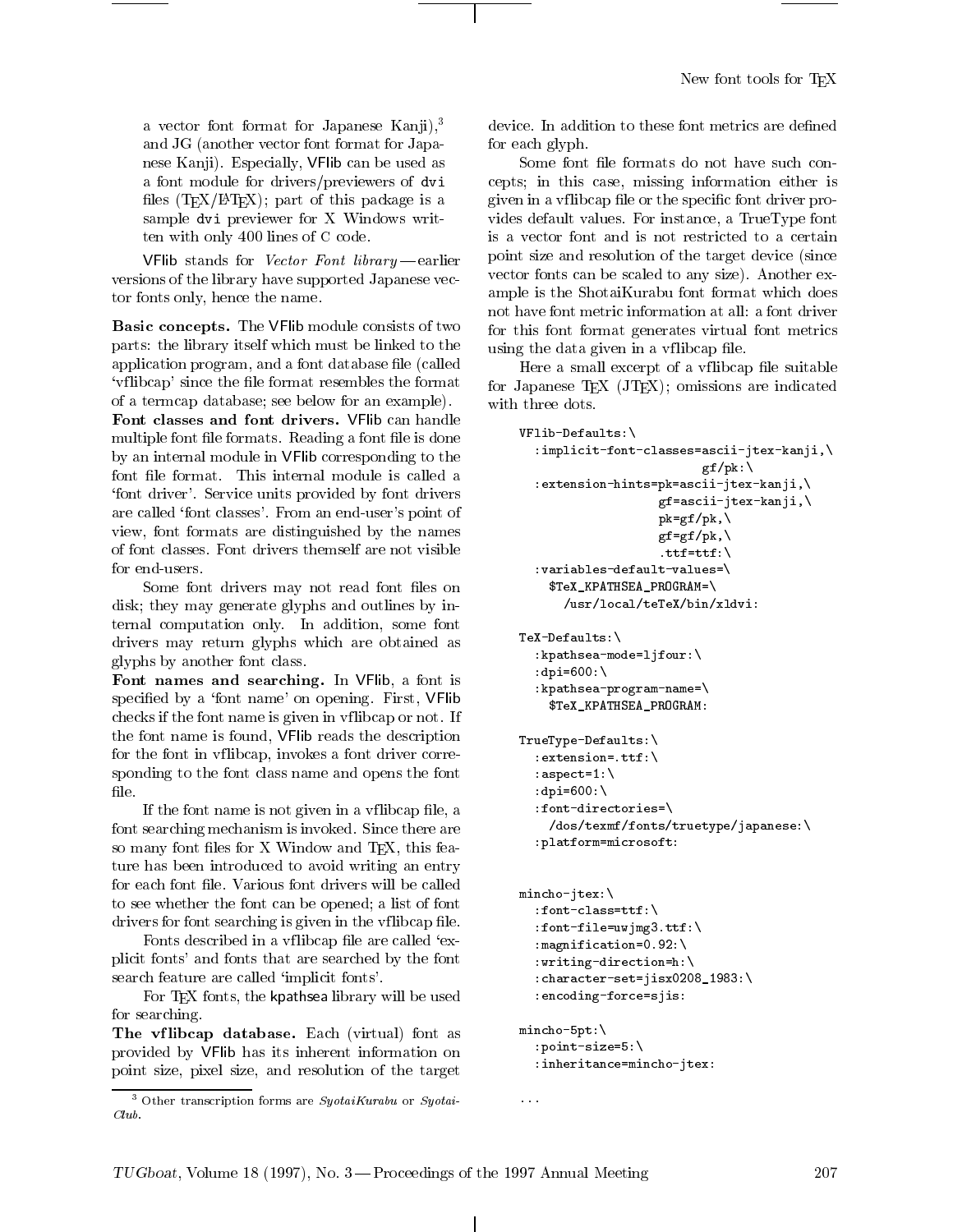a vector font format for Japanese Kanji),[3] and JG (another vector font format for Japanese Kanji). Especially, VFlib can be used as a font module for drivers/previewers of `dvi` files (TEX/LATEX); part of this package is a sample `dvi` previewer for X Windows written with only 400 lines of C code.

VFlib stands for *Vector Font library*—earlier versions of the library have supported Japanese vector fonts only, hence the name.

**Basic concepts.** The VFlib module consists of two parts: the library itself which must be linked to the application program, and a font database file (called 'vflibcap' since the file format resembles the format of a termcap database; see below for an example).

**Font classes and font drivers.** VFlib can handle multiple font file formats. Reading a font file is done by an internal module in VFlib corresponding to the font file format. This internal module is called a 'font driver'. Service units provided by font drivers are called 'font classes'. From an end-user's point of view, font formats are distinguished by the names of font classes. Font drivers themself are not visible for end-users.

Some font drivers may not read font files on disk; they may generate glyphs and outlines by internal computation only. In addition, some font drivers may return glyphs which are obtained as glyphs by another font class.

**Font names and searching.** In VFlib, a font is specified by a 'font name' on opening. First, VFlib checks if the font name is given in vflibcap or not. If the font name is found, VFlib reads the description for the font in vflibcap, invokes a font driver corresponding to the font class name and opens the font file.

If the font name is not given in a vflibcap file, a font searching mechanism is invoked. Since there are so many font files for X Window and TEX, this feature has been introduced to avoid writing an entry for each font file. Various font drivers will be called to see whether the font can be opened; a list of font drivers for font searching is given in the vflibcap file.

Fonts described in a vflibcap file are called 'explicit fonts' and fonts that are searched by the font search feature are called 'implicit fonts'.

For TEX fonts, the kpathsea library will be used for searching.

**The vflibcap database.** Each (virtual) font as provided by VFlib has its inherent information on point size, pixel size, and resolution of the target device. In addition to these font metrics are defined for each glyph.

Some font file formats do not have such concepts; in this case, missing information either is given in a vflibcap file or the specific font driver provides default values. For instance, a TrueType font is a vector font and is not restricted to a certain point size and resolution of the target device (since vector fonts can be scaled to any size). Another example is the ShotaiKurabu font format which does not have font metric information at all: a font driver for this font format generates virtual font metrics using the data given in a vflibcap file.

Here a small excerpt of a vflibcap file suitable for Japanese TEX (JTEX); omissions are indicated with three dots.

```
VFlib-Defaults:\
  :implicit-font-classes=ascii-jtex-kanji,\
                         gf/pk:\
  :extension-hints=pk=ascii-jtex-kanji,\
                   gf=ascii-jtex-kanji,\
                   pk=gf/pk,\
                   gf=gf/pk,\
                   .ttf=ttf:\
  :variables-default-values=\
    $TeX_KPATHSEA_PROGRAM=\
      /usr/local/teTeX/bin/xldvi:

TeX-Defaults:\
  :kpathsea-mode=ljfour:\
  :dpi=600:\
  :kpathsea-program-name=\
    $TeX_KPATHSEA_PROGRAM:

TrueType-Defaults:\
  :extension=.ttf:\
  :aspect=1:\
  :dpi=600:\
  :font-directories=\
    /dos/texmf/fonts/truetype/japanese:\
  :platform=microsoft:


mincho-jtex:\
  :font-class=ttf:\
  :font-file=uwjmg3.ttf:\
  :magnification=0.92:\
  :writing-direction=h:\
  :character-set=jisx0208_1983:\
  :encoding-force=sjis:

mincho-5pt:\
  :point-size=5:\
  :inheritance=mincho-jtex:

...
```

[3] Other transcription forms are *SyotaiKurabu* or *Syotai-Club*.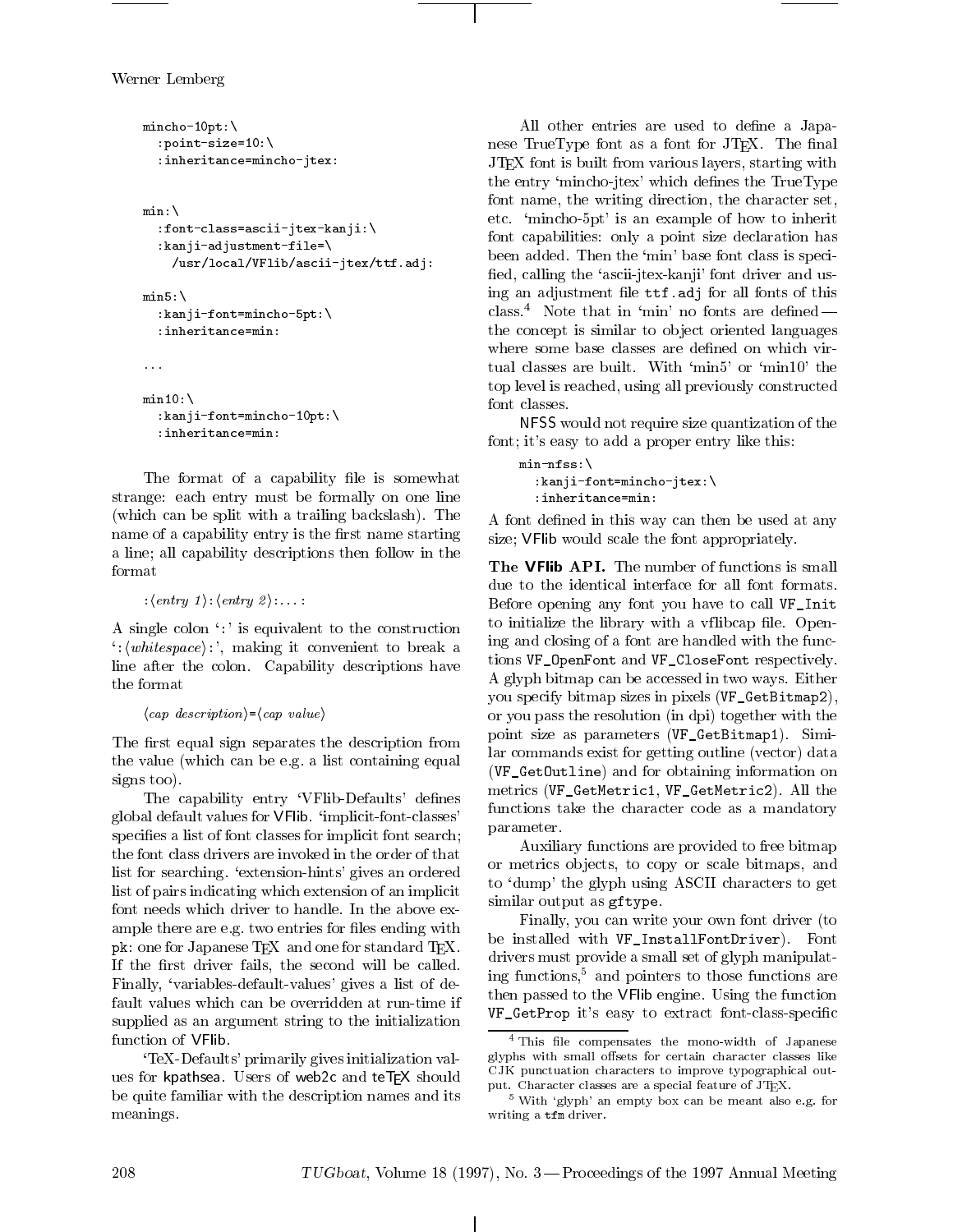```
mincho-10pt:\
  :point-size=10:\
  :inheritance=mincho-jtex:


min:\
  :font-class=ascii-jtex-kanji:\
  :kanji-adjustment-file=\
    /usr/local/VFlib/ascii-jtex/ttf.adj:

min5:\
  :kanji-font=mincho-5pt:\
  :inheritance=min:

...

min10:\
  :kanji-font=mincho-10pt:\
  :inheritance=min:
```

The format of a capability file is somewhat strange: each entry must be formally on one line (which can be split with a trailing backslash). The name of a capability entry is the first name starting a line; all capability descriptions then follow in the format

:⟨*entry 1*⟩:⟨*entry 2*⟩:...:

A single colon ':' is equivalent to the construction ':⟨*whitespace*⟩:', making it convenient to break a line after the colon. Capability descriptions have the format

⟨*cap description*⟩=⟨*cap value*⟩

The first equal sign separates the description from the value (which can be e.g. a list containing equal signs too).

The capability entry 'VFlib-Defaults' defines global default values for VFlib. 'implicit-font-classes' specifies a list of font classes for implicit font search; the font class drivers are invoked in the order of that list for searching. 'extension-hints' gives an ordered list of pairs indicating which extension of an implicit font needs which driver to handle. In the above example there are e.g. two entries for files ending with `pk`: one for Japanese TeX and one for standard TeX. If the first driver fails, the second will be called. Finally, 'variables-default-values' gives a list of default values which can be overridden at run-time if supplied as an argument string to the initialization function of VFlib.

'TeX-Defaults' primarily gives initialization values for kpathsea. Users of web2c and teTeX should be quite familiar with the description names and its meanings.

All other entries are used to define a Japanese TrueType font as a font for JTeX. The final JTeX font is built from various layers, starting with the entry 'mincho-jtex' which defines the TrueType font name, the writing direction, the character set, etc. 'mincho-5pt' is an example of how to inherit font capabilities: only a point size declaration has been added. Then the 'min' base font class is specified, calling the 'ascii-jtex-kanji' font driver and using an adjustment file `ttf.adj` for all fonts of this class.[4] Note that in 'min' no fonts are defined — the concept is similar to object oriented languages where some base classes are defined on which virtual classes are built. With 'min5' or 'min10' the top level is reached, using all previously constructed font classes.

NFSS would not require size quantization of the font; it's easy to add a proper entry like this:

```
min-nfss:\
  :kanji-font=mincho-jtex:\
  :inheritance=min:
```

A font defined in this way can then be used at any size; VFlib would scale the font appropriately.

**The VFlib API.** The number of functions is small due to the identical interface for all font formats. Before opening any font you have to call `VF_Init` to initialize the library with a vflibcap file. Opening and closing of a font are handled with the functions `VF_OpenFont` and `VF_CloseFont` respectively. A glyph bitmap can be accessed in two ways. Either you specify bitmap sizes in pixels (`VF_GetBitmap2`), or you pass the resolution (in dpi) together with the point size as parameters (`VF_GetBitmap1`). Similar commands exist for getting outline (vector) data (`VF_GetOutline`) and for obtaining information on metrics (`VF_GetMetric1`, `VF_GetMetric2`). All the functions take the character code as a mandatory parameter.

Auxiliary functions are provided to free bitmap or metrics objects, to copy or scale bitmaps, and to 'dump' the glyph using ASCII characters to get similar output as `gftype`.

Finally, you can write your own font driver (to be installed with `VF_InstallFontDriver`). Font drivers must provide a small set of glyph manipulating functions,[5] and pointers to those functions are then passed to the VFlib engine. Using the function `VF_GetProp` it's easy to extract font-class-specific

[4] This file compensates the mono-width of Japanese glyphs with small offsets for certain character classes like CJK punctuation characters to improve typographical output. Character classes are a special feature of JTeX.

[5] With 'glyph' an empty box can be meant also e.g. for writing a `tfm` driver.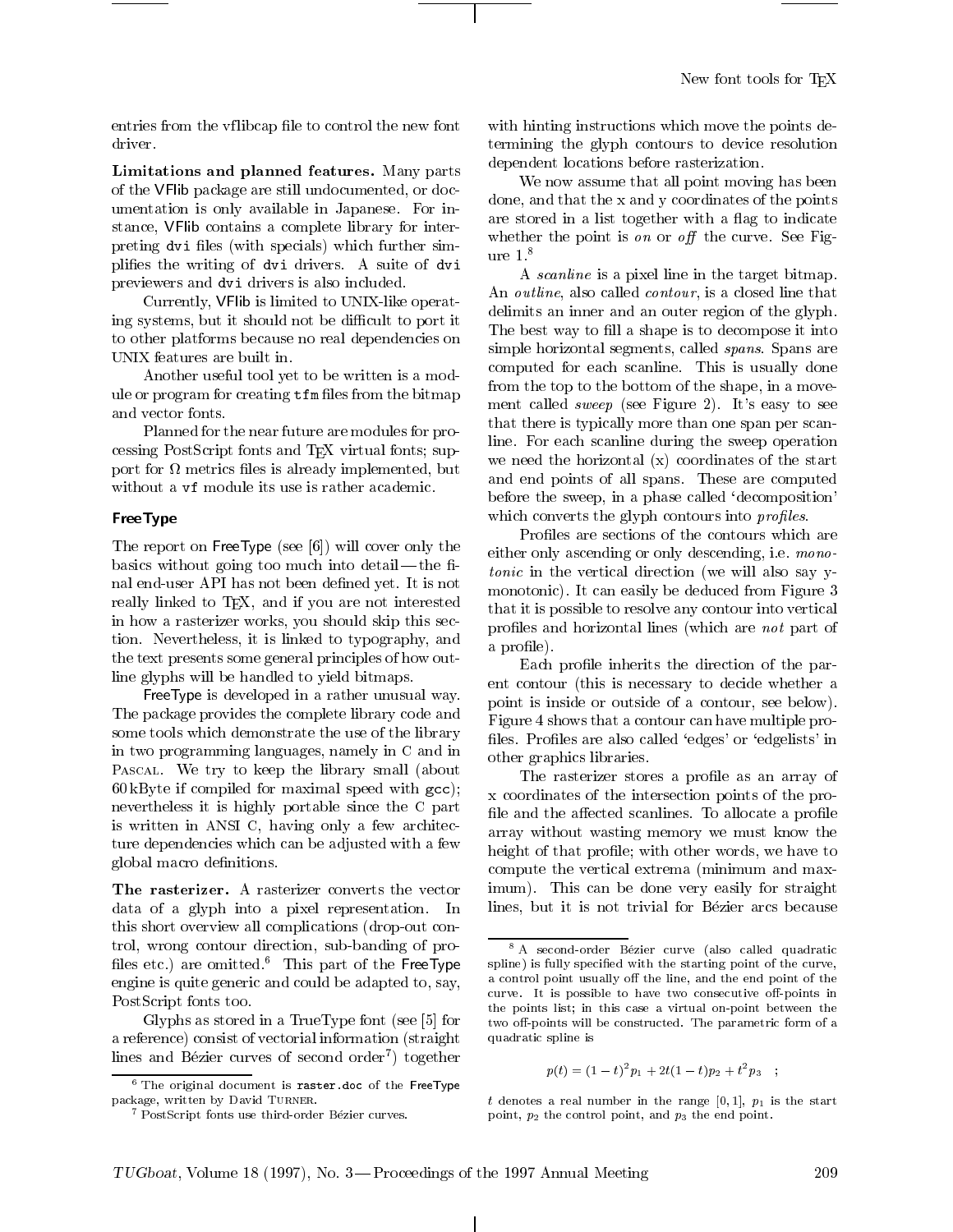entries from the vflibcap file to control the new font driver.

**Limitations and planned features.** Many parts of the VFlib package are still undocumented, or documentation is only available in Japanese. For instance, VFlib contains a complete library for interpreting `dvi` files (with specials) which further simplifies the writing of `dvi` drivers. A suite of `dvi` previewers and `dvi` drivers is also included.

Currently, VFlib is limited to UNIX-like operating systems, but it should not be difficult to port it to other platforms because no real dependencies on UNIX features are built in.

Another useful tool yet to be written is a module or program for creating `tfm` files from the bitmap and vector fonts.

Planned for the near future are modules for processing PostScript fonts and TeX virtual fonts; support for $\Omega$ metrics files is already implemented, but without a `vf` module its use is rather academic.

## FreeType

The report on FreeType (see [6]) will cover only the basics without going too much into detail — the final end-user API has not been defined yet. It is not really linked to TeX, and if you are not interested in how a rasterizer works, you should skip this section. Nevertheless, it is linked to typography, and the text presents some general principles of how outline glyphs will be handled to yield bitmaps.

FreeType is developed in a rather unusual way. The package provides the complete library code and some tools which demonstrate the use of the library in two programming languages, namely in C and in Pascal. We try to keep the library small (about 60 kByte if compiled for maximal speed with `gcc`); nevertheless it is highly portable since the C part is written in ANSI C, having only a few architecture dependencies which can be adjusted with a few global macro definitions.

**The rasterizer.** A rasterizer converts the vector data of a glyph into a pixel representation. In this short overview all complications (drop-out control, wrong contour direction, sub-banding of profiles etc.) are omitted.[6] This part of the FreeType engine is quite generic and could be adapted to, say, PostScript fonts too.

Glyphs as stored in a TrueType font (see [5] for a reference) consist of vectorial information (straight lines and Bézier curves of second order[7]) together with hinting instructions which move the points determining the glyph contours to device resolution dependent locations before rasterization.

We now assume that all point moving has been done, and that the x and y coordinates of the points are stored in a list together with a flag to indicate whether the point is *on* or *off* the curve. See Figure 1.[8]

A *scanline* is a pixel line in the target bitmap. An *outline*, also called *contour*, is a closed line that delimits an inner and an outer region of the glyph. The best way to fill a shape is to decompose it into simple horizontal segments, called *spans*. Spans are computed for each scanline. This is usually done from the top to the bottom of the shape, in a movement called *sweep* (see Figure 2). It's easy to see that there is typically more than one span per scanline. For each scanline during the sweep operation we need the horizontal (x) coordinates of the start and end points of all spans. These are computed before the sweep, in a phase called 'decomposition' which converts the glyph contours into *profiles*.

Profiles are sections of the contours which are either only ascending or only descending, i.e. *monotonic* in the vertical direction (we will also say y-monotonic). It can easily be deduced from Figure 3 that it is possible to resolve any contour into vertical profiles and horizontal lines (which are *not* part of a profile).

Each profile inherits the direction of the parent contour (this is necessary to decide whether a point is inside or outside of a contour, see below). Figure 4 shows that a contour can have multiple profiles. Profiles are also called 'edges' or 'edgelists' in other graphics libraries.

The rasterizer stores a profile as an array of x coordinates of the intersection points of the profile and the affected scanlines. To allocate a profile array without wasting memory we must know the height of that profile; with other words, we have to compute the vertical extrema (minimum and maximum). This can be done very easily for straight lines, but it is not trivial for Bézier arcs because

---

[6] The original document is `raster.doc` of the FreeType package, written by David Turner.

[7] PostScript fonts use third-order Bézier curves.

[8] A second-order Bézier curve (also called quadratic spline) is fully specified with the starting point of the curve, a control point usually off the line, and the end point of the curve. It is possible to have two consecutive off-points in the points list; in this case a virtual on-point between the two off-points will be constructed. The parametric form of a quadratic spline is

$$p(t) = (1-t)^2 p_1 + 2t(1-t)p_2 + t^2 p_3 \quad ;$$

$t$ denotes a real number in the range $[0, 1]$, $p_1$ is the start point, $p_2$ the control point, and $p_3$ the end point.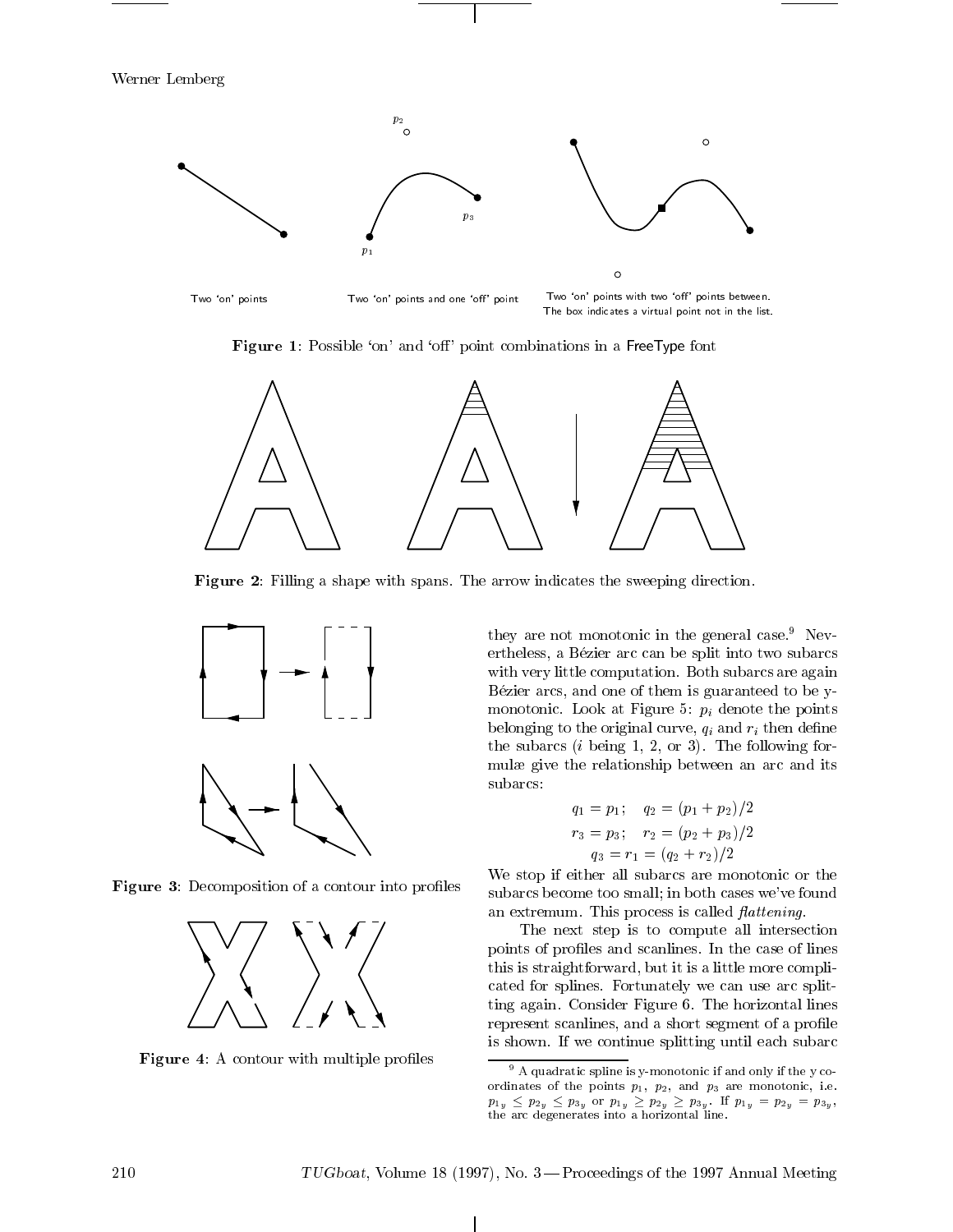Two 'on' points

Two 'on' points and one 'off' point

Two 'on' points with two 'off' points between. The box indicates a virtual point not in the list.

**Figure 1**: Possible 'on' and 'off' point combinations in a FreeType font

**Figure 2**: Filling a shape with spans. The arrow indicates the sweeping direction.

**Figure 3**: Decomposition of a contour into profiles

**Figure 4**: A contour with multiple profiles

they are not monotonic in the general case.[9] Nevertheless, a Bézier arc can be split into two subarcs with very little computation. Both subarcs are again Bézier arcs, and one of them is guaranteed to be y-monotonic. Look at Figure 5: $p_i$ denote the points belonging to the original curve, $q_i$ and $r_i$ then define the subarcs ($i$ being 1, 2, or 3). The following formulæ give the relationship between an arc and its subarcs:

$$q_1 = p_1; \quad q_2 = (p_1 + p_2)/2$$
$$r_3 = p_3; \quad r_2 = (p_2 + p_3)/2$$
$$q_3 = r_1 = (q_2 + r_2)/2$$

We stop if either all subarcs are monotonic or the subarcs become too small; in both cases we've found an extremum. This process is called *flattening*.

The next step is to compute all intersection points of profiles and scanlines. In the case of lines this is straightforward, but it is a little more complicated for splines. Fortunately we can use arc splitting again. Consider Figure 6. The horizontal lines represent scanlines, and a short segment of a profile is shown. If we continue splitting until each subarc

[9] A quadratic spline is y-monotonic if and only if the y coordinates of the points $p_1$, $p_2$, and $p_3$ are monotonic, i.e. $p_{1_y} \leq p_{2_y} \leq p_{3_y}$ or $p_{1_y} \geq p_{2_y} \geq p_{3_y}$. If $p_{1_y} = p_{2_y} = p_{3_y}$, the arc degenerates into a horizontal line.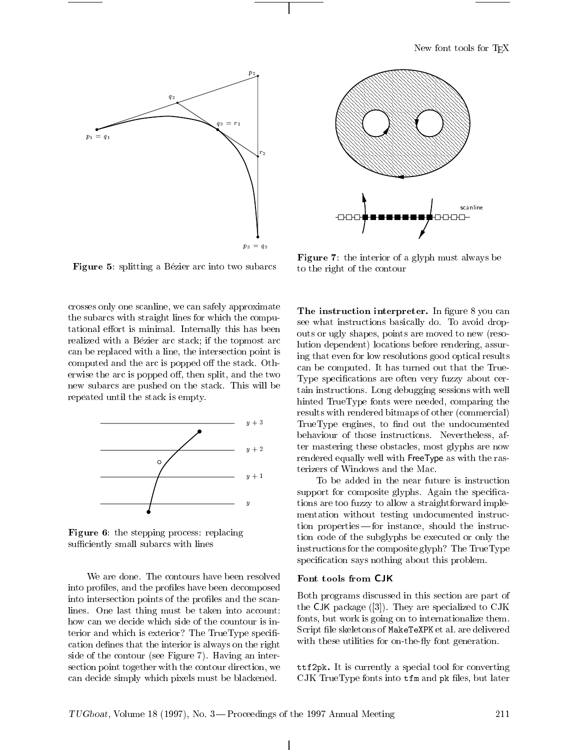**Figure 5**: splitting a Bézier arc into two subarcs

**Figure 7**: the interior of a glyph must always be to the right of the contour

crosses only one scanline, we can safely approximate the subarcs with straight lines for which the computational effort is minimal. Internally this has been realized with a Bézier arc stack; if the topmost arc can be replaced with a line, the intersection point is computed and the arc is popped off the stack. Otherwise the arc is popped off, then split, and the two new subarcs are pushed on the stack. This will be repeated until the stack is empty.

**Figure 6**: the stepping process: replacing sufficiently small subarcs with lines

We are done. The contours have been resolved into profiles, and the profiles have been decomposed into intersection points of the profiles and the scanlines. One last thing must be taken into account: how can we decide which side of the countour is interior and which is exterior? The TrueType specification defines that the interior is always on the right side of the contour (see Figure 7). Having an intersection point together with the contour direction, we can decide simply which pixels must be blackened.

**The instruction interpreter.** In figure 8 you can see what instructions basically do. To avoid drop-outs or ugly shapes, points are moved to new (resolution dependent) locations before rendering, assuring that even for low resolutions good optical results can be computed. It has turned out that the TrueType specifications are often very fuzzy about certain instructions. Long debugging sessions with well hinted TrueType fonts were needed, comparing the results with rendered bitmaps of other (commercial) TrueType engines, to find out the undocumented behaviour of those instructions. Nevertheless, after mastering these obstacles, most glyphs are now rendered equally well with FreeType as with the rasterizers of Windows and the Mac.

To be added in the near future is instruction support for composite glyphs. Again the specifications are too fuzzy to allow a straightforward implementation without testing undocumented instruction properties — for instance, should the instruction code of the subglyphs be executed or only the instructions for the composite glyph? The TrueType specification says nothing about this problem.

### Font tools from CJK

Both programs discussed in this section are part of the CJK package ([3]). They are specialized to CJK fonts, but work is going on to internationalize them. Script file skeletons of `MakeTeXPK` et al. are delivered with these utilities for on-the-fly font generation.

**`ttf2pk`.** It is currently a special tool for converting CJK TrueType fonts into `tfm` and `pk` files, but later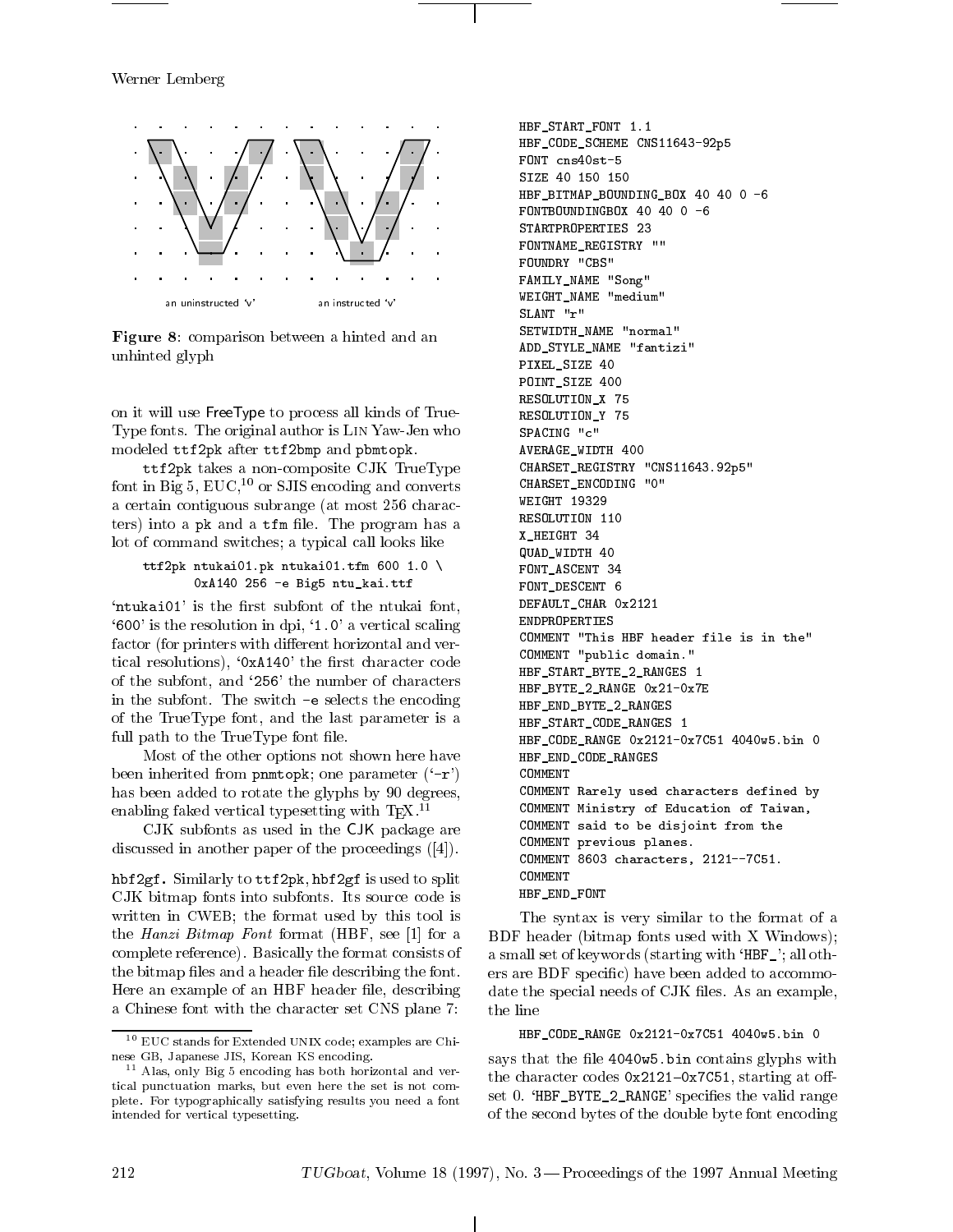an uninstructed 'v' an instructed 'v'

**Figure 8**: comparison between a hinted and an unhinted glyph

on it will use FreeType to process all kinds of TrueType fonts. The original author is Lin Yaw-Jen who modeled `ttf2pk` after `ttf2bmp` and `pbmtopk`.

`ttf2pk` takes a non-composite CJK TrueType font in Big 5, EUC,[10] or SJIS encoding and converts a certain contiguous subrange (at most 256 characters) into a `pk` and a `tfm` file. The program has a lot of command switches; a typical call looks like

```
ttf2pk ntukai01.pk ntukai01.tfm 600 1.0 \
       0xA140 256 -e Big5 ntu_kai.ttf
```

'`ntukai01`' is the first subfont of the ntukai font, '`600`' is the resolution in dpi, '`1.0`' a vertical scaling factor (for printers with different horizontal and vertical resolutions), '`0xA140`' the first character code of the subfont, and '`256`' the number of characters in the subfont. The switch `-e` selects the encoding of the TrueType font, and the last parameter is a full path to the TrueType font file.

Most of the other options not shown here have been inherited from `pnmtopk`; one parameter ('`-r`') has been added to rotate the glyphs by 90 degrees, enabling faked vertical typesetting with TeX.[11]

CJK subfonts as used in the CJK package are discussed in another paper of the proceedings ([4]).

**hbf2gf.** Similarly to `ttf2pk`, `hbf2gf` is used to split CJK bitmap fonts into subfonts. Its source code is written in CWEB; the format used by this tool is the *Hanzi Bitmap Font* format (HBF, see [1] for a complete reference). Basically the format consists of the bitmap files and a header file describing the font. Here an example of an HBF header file, describing a Chinese font with the character set CNS plane 7:

```
HBF_START_FONT 1.1
HBF_CODE_SCHEME CNS11643-92p5
FONT cns40st-5
SIZE 40 150 150
HBF_BITMAP_BOUNDING_BOX 40 40 0 -6
FONTBOUNDINGBOX 40 40 0 -6
STARTPROPERTIES 23
FONTNAME_REGISTRY ""
FOUNDRY "CBS"
FAMILY_NAME "Song"
WEIGHT_NAME "medium"
SLANT "r"
SETWIDTH_NAME "normal"
ADD_STYLE_NAME "fantizi"
PIXEL_SIZE 40
POINT_SIZE 400
RESOLUTION_X 75
RESOLUTION_Y 75
SPACING "c"
AVERAGE_WIDTH 400
CHARSET_REGISTRY "CNS11643.92p5"
CHARSET_ENCODING "0"
WEIGHT 19329
RESOLUTION 110
X_HEIGHT 34
QUAD_WIDTH 40
FONT_ASCENT 34
FONT_DESCENT 6
DEFAULT_CHAR 0x2121
ENDPROPERTIES
COMMENT "This HBF header file is in the"
COMMENT "public domain."
HBF_START_BYTE_2_RANGES 1
HBF_BYTE_2_RANGE 0x21-0x7E
HBF_END_BYTE_2_RANGES
HBF_START_CODE_RANGES 1
HBF_CODE_RANGE 0x2121-0x7C51 4040w5.bin 0
HBF_END_CODE_RANGES
COMMENT
COMMENT Rarely used characters defined by
COMMENT Ministry of Education of Taiwan,
COMMENT said to be disjoint from the
COMMENT previous planes.
COMMENT 8603 characters, 2121--7C51.
COMMENT
HBF_END_FONT
```

The syntax is very similar to the format of a BDF header (bitmap fonts used with X Windows); a small set of keywords (starting with '`HBF_`'; all others are BDF specific) have been added to accommodate the special needs of CJK files. As an example, the line

```
HBF_CODE_RANGE 0x2121-0x7C51 4040w5.bin 0
```

says that the file `4040w5.bin` contains glyphs with the character codes `0x2121`–`0x7C51`, starting at offset 0. '`HBF_BYTE_2_RANGE`' specifies the valid range of the second bytes of the double byte font encoding

---

[10] EUC stands for Extended UNIX code; examples are Chinese GB, Japanese JIS, Korean KS encoding.

[11] Alas, only Big 5 encoding has both horizontal and vertical punctuation marks, but even here the set is not complete. For typographically satisfying results you need a font intended for vertical typesetting.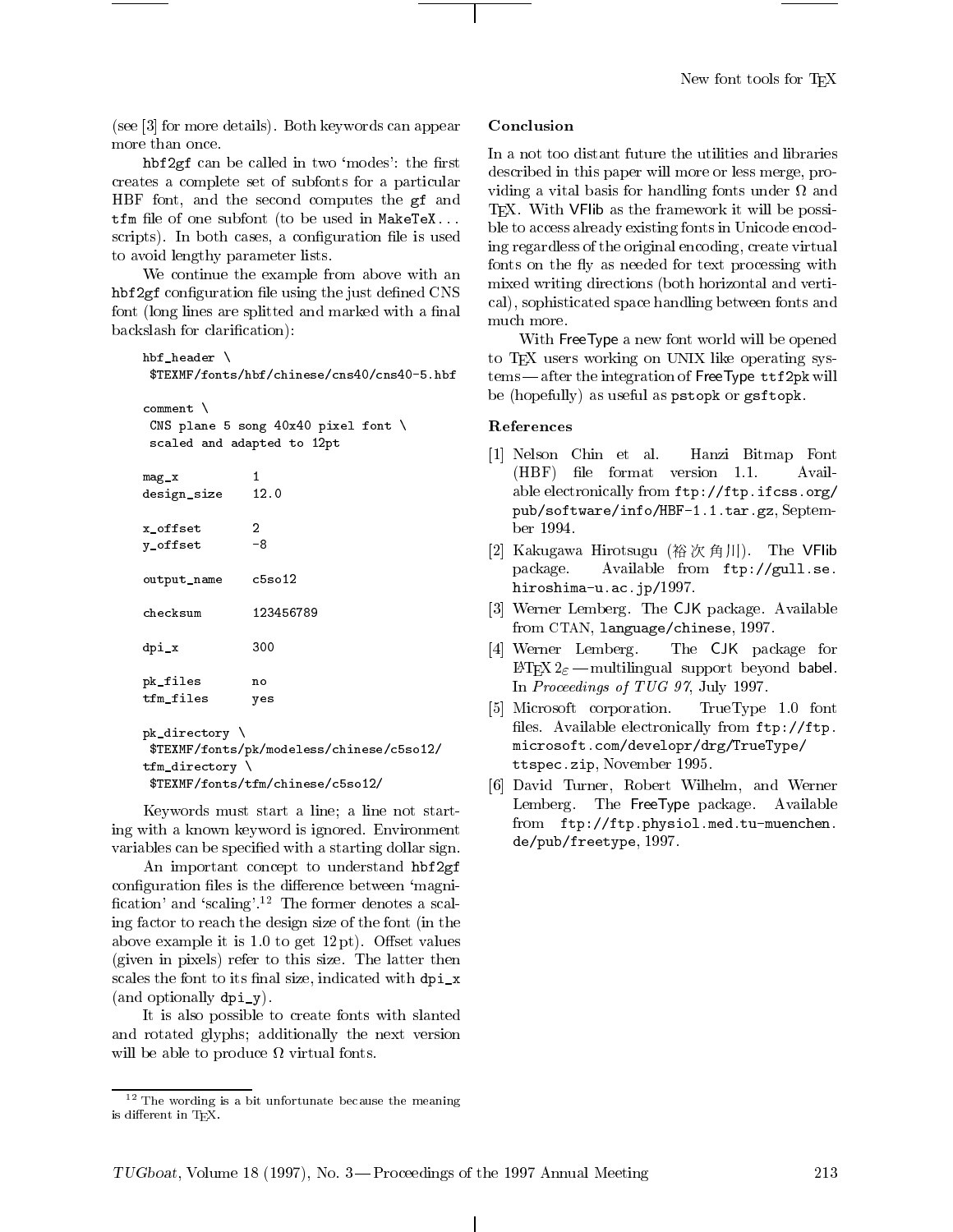(see [3] for more details). Both keywords can appear more than once.

hbf2gf can be called in two 'modes': the first creates a complete set of subfonts for a particular HBF font, and the second computes the gf and tfm file of one subfont (to be used in MakeTeX... scripts). In both cases, a configuration file is used to avoid lengthy parameter lists.

We continue the example from above with an hbf2gf configuration file using the just defined CNS font (long lines are splitted and marked with a final backslash for clarification):

```
hbf_header \
 $TEXMF/fonts/hbf/chinese/cns40/cns40-5.hbf

comment \
 CNS plane 5 song 40x40 pixel font \
 scaled and adapted to 12pt

mag_x          1
design_size    12.0

x_offset       2
y_offset       -8

output_name    c5so12

checksum       123456789

dpi_x          300

pk_files       no
tfm_files      yes

pk_directory \
 $TEXMF/fonts/pk/modeless/chinese/c5so12/
tfm_directory \
 $TEXMF/fonts/tfm/chinese/c5so12/
```

Keywords must start a line; a line not starting with a known keyword is ignored. Environment variables can be specified with a starting dollar sign.

An important concept to understand hbf2gf configuration files is the difference between 'magnification' and 'scaling'.[12] The former denotes a scaling factor to reach the design size of the font (in the above example it is 1.0 to get 12 pt). Offset values (given in pixels) refer to this size. The latter then scales the font to its final size, indicated with dpi_x (and optionally dpi_y).

It is also possible to create fonts with slanted and rotated glyphs; additionally the next version will be able to produce $\Omega$ virtual fonts.

[12] The wording is a bit unfortunate because the meaning is different in TeX.

### Conclusion

In a not too distant future the utilities and libraries described in this paper will more or less merge, providing a vital basis for handling fonts under $\Omega$ and TeX. With VFlib as the framework it will be possible to access already existing fonts in Unicode encoding regardless of the original encoding, create virtual fonts on the fly as needed for text processing with mixed writing directions (both horizontal and vertical), sophisticated space handling between fonts and much more.

With FreeType a new font world will be opened to TeX users working on UNIX like operating systems — after the integration of FreeType ttf2pk will be (hopefully) as useful as pstopk or gsftopk.

### References

[1] Nelson Chin et al. Hanzi Bitmap Font (HBF) file format version 1.1. Available electronically from ftp://ftp.ifcss.org/pub/software/info/HBF-1.1.tar.gz, September 1994.

[2] Kakugawa Hirotsugu (裕次角川). The VFlib package. Available from ftp://gull.se.hiroshima-u.ac.jp/1997.

[3] Werner Lemberg. The CJK package. Available from CTAN, language/chinese, 1997.

[4] Werner Lemberg. The CJK package for LaTeX 2ε — multilingual support beyond babel. In *Proceedings of TUG 97*, July 1997.

[5] Microsoft corporation. TrueType 1.0 font files. Available electronically from ftp://ftp.microsoft.com/developr/drg/TrueType/ttspec.zip, November 1995.

[6] David Turner, Robert Wilhelm, and Werner Lemberg. The FreeType package. Available from ftp://ftp.physiol.med.tu-muenchen.de/pub/freetype, 1997.